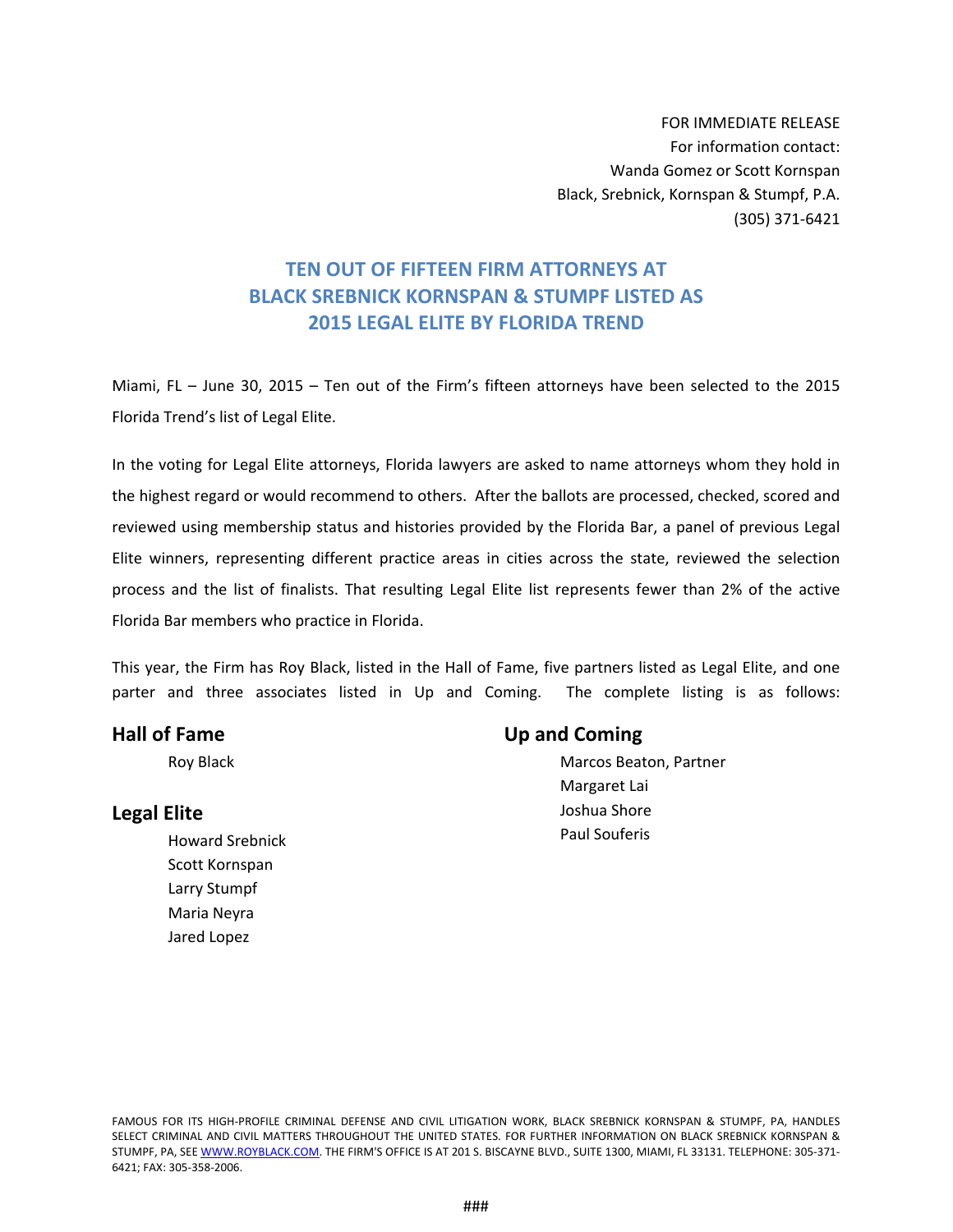FOR IMMEDIATE RELEASE
For information contact:
Wanda Gomez or Scott Kornspan
Black, Srebnick, Kornspan & Stumpf, P.A.
(305) 371-6421

# TEN OUT OF FIFTEEN FIRM ATTORNEYS AT BLACK SREBNICK KORNSPAN & STUMPF LISTED AS 2015 LEGAL ELITE BY FLORIDA TREND

Miami, FL – June 30, 2015 – Ten out of the Firm's fifteen attorneys have been selected to the 2015 Florida Trend's list of Legal Elite.

In the voting for Legal Elite attorneys, Florida lawyers are asked to name attorneys whom they hold in the highest regard or would recommend to others. After the ballots are processed, checked, scored and reviewed using membership status and histories provided by the Florida Bar, a panel of previous Legal Elite winners, representing different practice areas in cities across the state, reviewed the selection process and the list of finalists. That resulting Legal Elite list represents fewer than 2% of the active Florida Bar members who practice in Florida.

This year, the Firm has Roy Black, listed in the Hall of Fame, five partners listed as Legal Elite, and one parter and three associates listed in Up and Coming. The complete listing is as follows:

## Hall of Fame

Roy Black

## Legal Elite

Howard Srebnick
Scott Kornspan
Larry Stumpf
Maria Neyra
Jared Lopez

## Up and Coming

Marcos Beaton, Partner
Margaret Lai
Joshua Shore
Paul Souferis

FAMOUS FOR ITS HIGH-PROFILE CRIMINAL DEFENSE AND CIVIL LITIGATION WORK, BLACK SREBNICK KORNSPAN & STUMPF, PA, HANDLES SELECT CRIMINAL AND CIVIL MATTERS THROUGHOUT THE UNITED STATES. FOR FURTHER INFORMATION ON BLACK SREBNICK KORNSPAN & STUMPF, PA, SEE WWW.ROYBLACK.COM. THE FIRM'S OFFICE IS AT 201 S. BISCAYNE BLVD., SUITE 1300, MIAMI, FL 33131. TELEPHONE: 305-371-6421; FAX: 305-358-2006.

###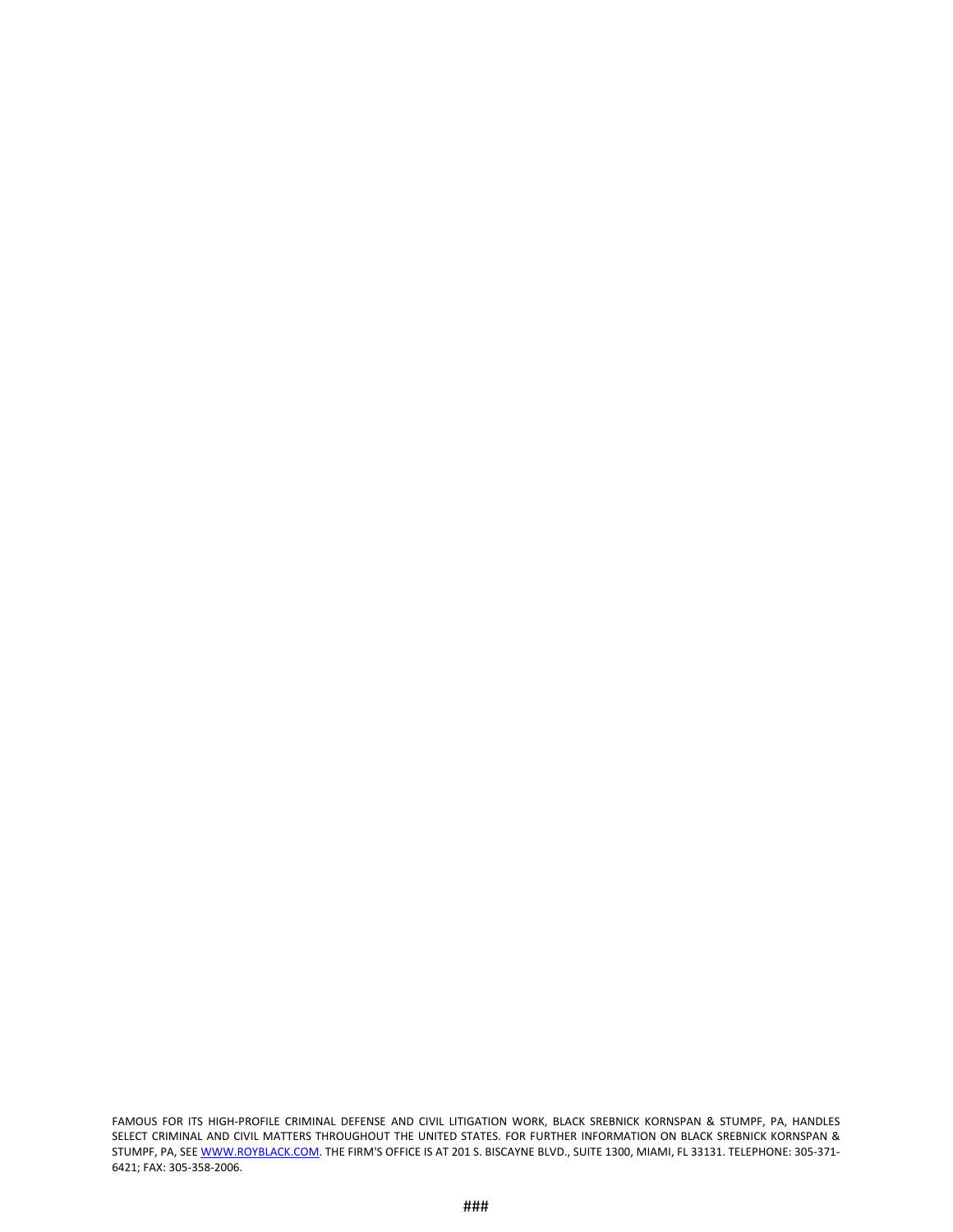FAMOUS FOR ITS HIGH-PROFILE CRIMINAL DEFENSE AND CIVIL LITIGATION WORK, BLACK SREBNICK KORNSPAN & STUMPF, PA, HANDLES SELECT CRIMINAL AND CIVIL MATTERS THROUGHOUT THE UNITED STATES. FOR FURTHER INFORMATION ON BLACK SREBNICK KORNSPAN & STUMPF, PA, SEE [WWW.ROYBLACK.COM](http://www.royblack.com). THE FIRM'S OFFICE IS AT 201 S. BISCAYNE BLVD., SUITE 1300, MIAMI, FL 33131. TELEPHONE: 305-371-6421; FAX: 305-358-2006.

###